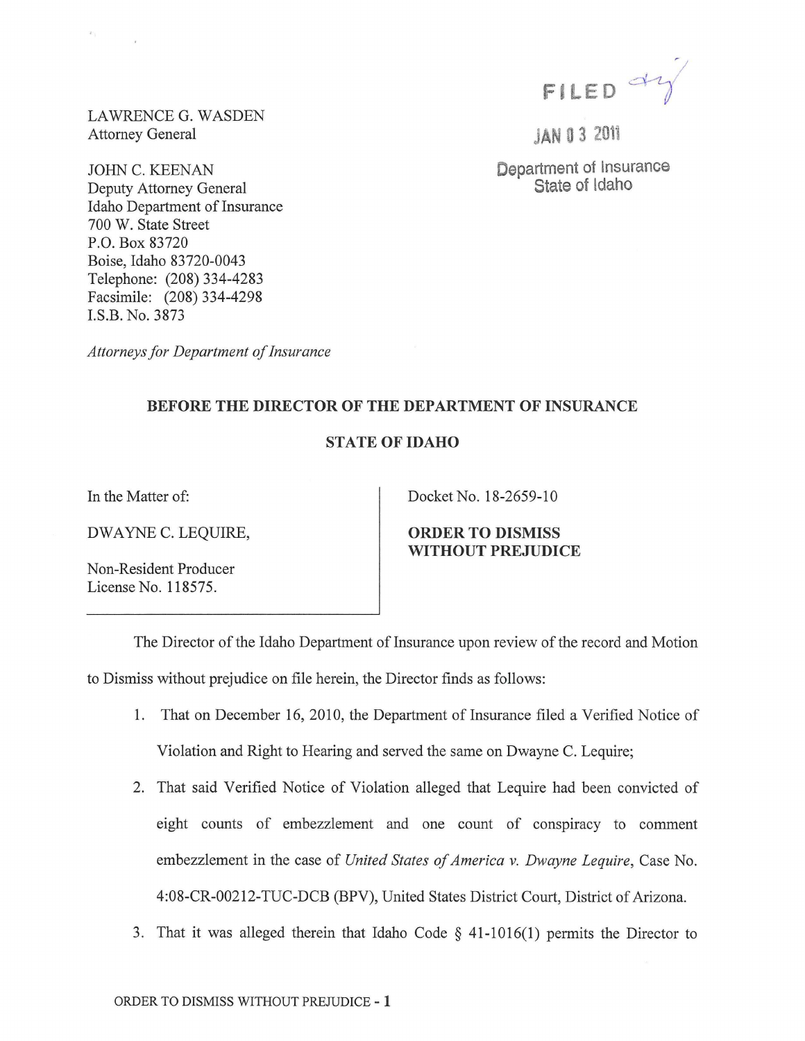LAWRENCE G. WASDEN
Attorney General

JOHN C. KEENAN
Deputy Attorney General
Idaho Department of Insurance
700 W. State Street
P.O. Box 83720
Boise, Idaho 83720-0043
Telephone: (208) 334-4283
Facsimile: (208) 334-4298
I.S.B. No. 3873

*Attorneys for Department of Insurance*

FILED

JAN 03 2011

Department of Insurance
State of Idaho

**BEFORE THE DIRECTOR OF THE DEPARTMENT OF INSURANCE**

**STATE OF IDAHO**

| In the Matter of: DWAYNE C. LEQUIRE, Non-Resident Producer License No. 118575. | Docket No. 18-2659-10 **ORDER TO DISMISS WITHOUT PREJUDICE** |
|---|---|

The Director of the Idaho Department of Insurance upon review of the record and Motion to Dismiss without prejudice on file herein, the Director finds as follows:

1. That on December 16, 2010, the Department of Insurance filed a Verified Notice of Violation and Right to Hearing and served the same on Dwayne C. Lequire;
2. That said Verified Notice of Violation alleged that Lequire had been convicted of eight counts of embezzlement and one count of conspiracy to comment embezzlement in the case of *United States of America v. Dwayne Lequire*, Case No. 4:08-CR-00212-TUC-DCB (BPV), United States District Court, District of Arizona.
3. That it was alleged therein that Idaho Code § 41-1016(1) permits the Director to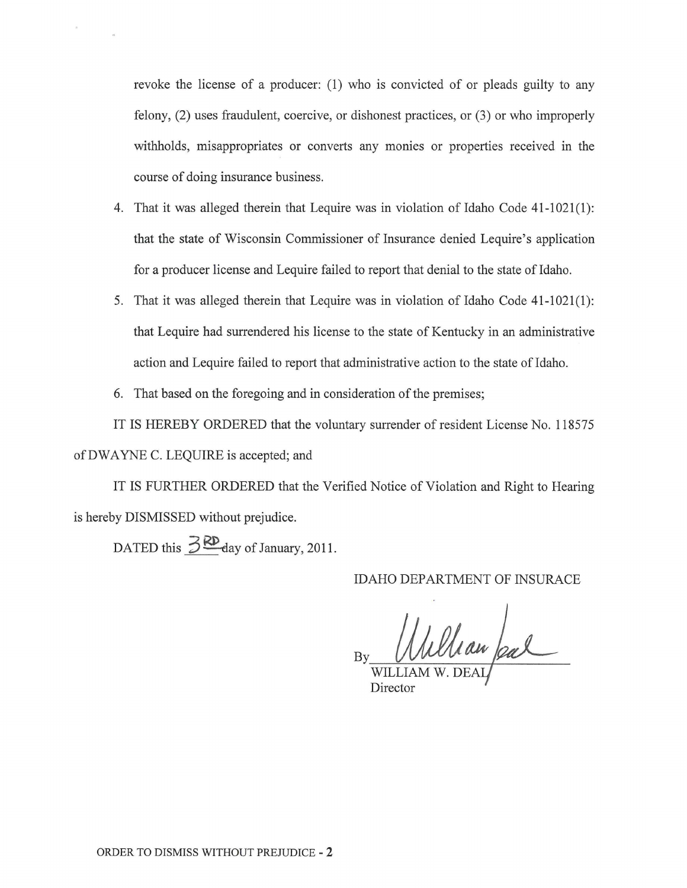revoke the license of a producer: (1) who is convicted of or pleads guilty to any felony, (2) uses fraudulent, coercive, or dishonest practices, or (3) or who improperly withholds, misappropriates or converts any monies or properties received in the course of doing insurance business.

4. That it was alleged therein that Lequire was in violation of Idaho Code 41-1021(1): that the state of Wisconsin Commissioner of Insurance denied Lequire's application for a producer license and Lequire failed to report that denial to the state of Idaho.
5. That it was alleged therein that Lequire was in violation of Idaho Code 41-1021(1): that Lequire had surrendered his license to the state of Kentucky in an administrative action and Lequire failed to report that administrative action to the state of Idaho.
6. That based on the foregoing and in consideration of the premises;

IT IS HEREBY ORDERED that the voluntary surrender of resident License No. 118575 of DWAYNE C. LEQUIRE is accepted; and

IT IS FURTHER ORDERED that the Verified Notice of Violation and Right to Hearing is hereby DISMISSED without prejudice.

DATED this 3RD day of January, 2011.

IDAHO DEPARTMENT OF INSURACE

By William Deal

WILLIAM W. DEAL
Director

ORDER TO DISMISS WITHOUT PREJUDICE - 2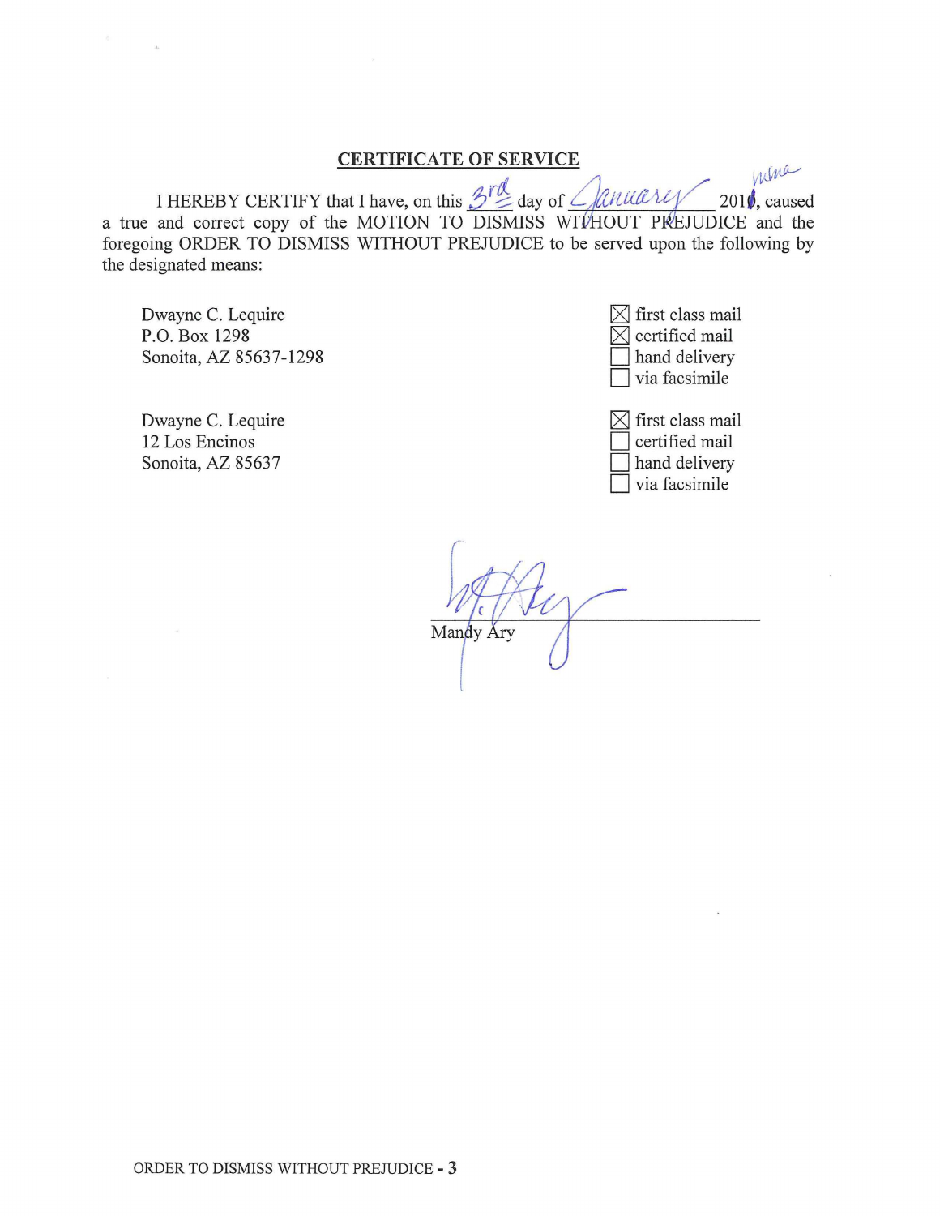## CERTIFICATE OF SERVICE

I HEREBY CERTIFY that I have, on this 3rd day of January 2010, caused a true and correct copy of the MOTION TO DISMISS WITHOUT PREJUDICE and the foregoing ORDER TO DISMISS WITHOUT PREJUDICE to be served upon the following by the designated means:

Dwayne C. Lequire
P.O. Box 1298
Sonoita, AZ 85637-1298

- [x] first class mail
- [x] certified mail
- [ ] hand delivery
- [ ] via facsimile

Dwayne C. Lequire
12 Los Encinos
Sonoita, AZ 85637

- [x] first class mail
- [ ] certified mail
- [ ] hand delivery
- [ ] via facsimile

Mandy Ary

ORDER TO DISMISS WITHOUT PREJUDICE